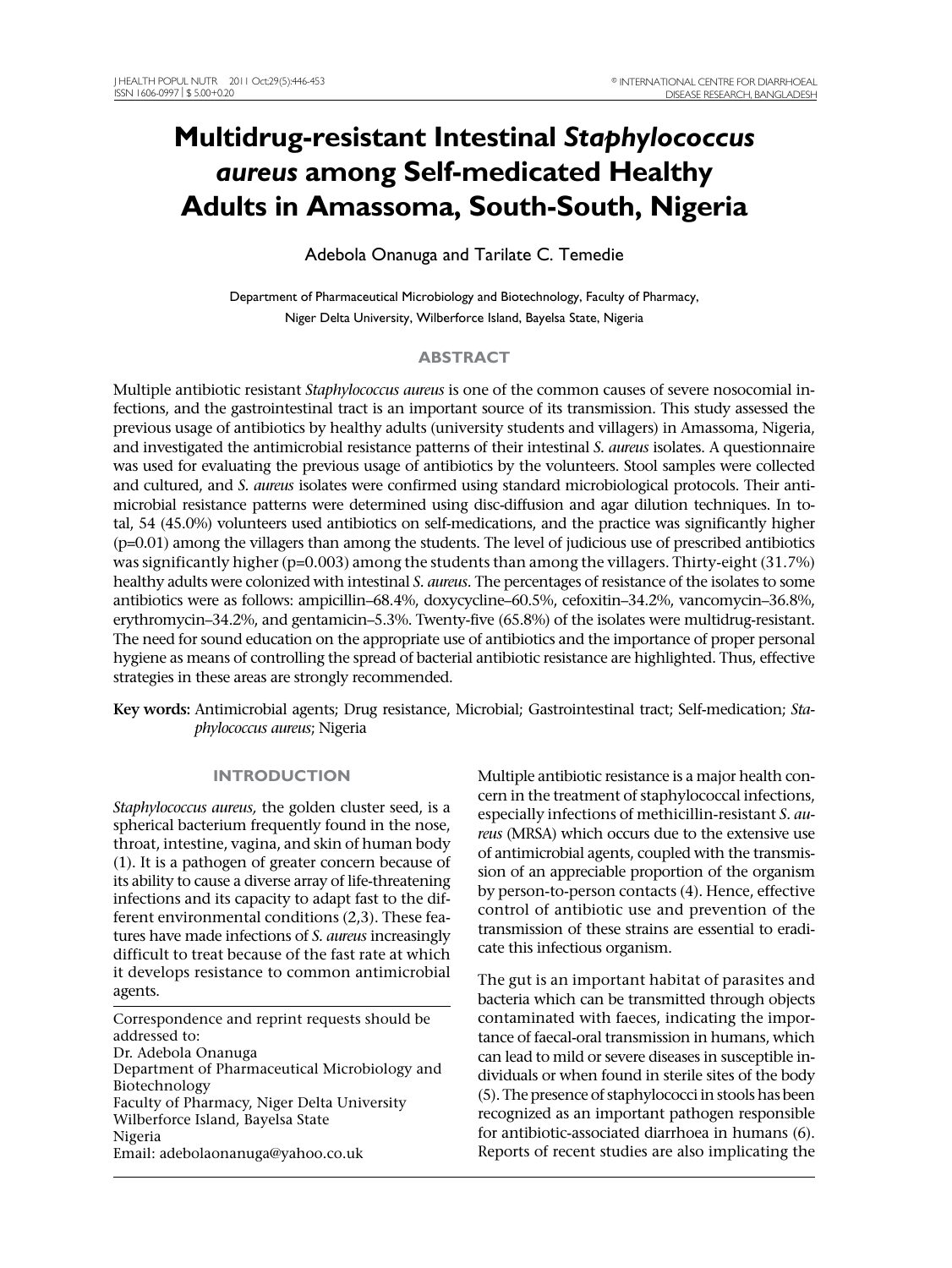# Multidrug-resistant Intestinal *Staphylococcus aureus* among Self-medicated Healthy Adults in Amassoma, South-South, Nigeria

Adebola Onanuga and Tarilate C. Temedie

Department of Pharmaceutical Microbiology and Biotechnology, Faculty of Pharmacy, Niger Delta University, Wilberforce Island, Bayelsa State, Nigeria

## ABSTRACT

Multiple antibiotic resistant *Staphylococcus aureus* is one of the common causes of severe nosocomial infections, and the gastrointestinal tract is an important source of its transmission. This study assessed the previous usage of antibiotics by healthy adults (university students and villagers) in Amassoma, Nigeria, and investigated the antimicrobial resistance patterns of their intestinal *S. aureus* isolates. A questionnaire was used for evaluating the previous usage of antibiotics by the volunteers. Stool samples were collected and cultured, and *S. aureus* isolates were confirmed using standard microbiological protocols. Their antimicrobial resistance patterns were determined using disc-diffusion and agar dilution techniques. In total, 54 (45.0%) volunteers used antibiotics on self-medications, and the practice was significantly higher (p=0.01) among the villagers than among the students. The level of judicious use of prescribed antibiotics was significantly higher (p=0.003) among the students than among the villagers. Thirty-eight (31.7%) healthy adults were colonized with intestinal *S. aureus*. The percentages of resistance of the isolates to some antibiotics were as follows: ampicillin–68.4%, doxycycline–60.5%, cefoxitin–34.2%, vancomycin–36.8%, erythromycin–34.2%, and gentamicin–5.3%. Twenty-five (65.8%) of the isolates were multidrug-resistant. The need for sound education on the appropriate use of antibiotics and the importance of proper personal hygiene as means of controlling the spread of bacterial antibiotic resistance are highlighted. Thus, effective strategies in these areas are strongly recommended.

**Key words:** Antimicrobial agents; Drug resistance, Microbial; Gastrointestinal tract; Self-medication; *Staphylococcus aureus*; Nigeria

## INTRODUCTION

*Staphylococcus aureus,* the golden cluster seed, is a spherical bacterium frequently found in the nose, throat, intestine, vagina, and skin of human body (1). It is a pathogen of greater concern because of its ability to cause a diverse array of life-threatening infections and its capacity to adapt fast to the different environmental conditions (2,3). These features have made infections of *S. aureus* increasingly difficult to treat because of the fast rate at which it develops resistance to common antimicrobial agents.

Multiple antibiotic resistance is a major health concern in the treatment of staphylococcal infections, especially infections of methicillin-resistant *S. aureus* (MRSA) which occurs due to the extensive use of antimicrobial agents, coupled with the transmission of an appreciable proportion of the organism by person-to-person contacts (4). Hence, effective control of antibiotic use and prevention of the transmission of these strains are essential to eradicate this infectious organism.

The gut is an important habitat of parasites and bacteria which can be transmitted through objects contaminated with faeces, indicating the importance of faecal-oral transmission in humans, which can lead to mild or severe diseases in susceptible individuals or when found in sterile sites of the body (5). The presence of staphylococci in stools has been recognized as an important pathogen responsible for antibiotic-associated diarrhoea in humans (6). Reports of recent studies are also implicating the

Correspondence and reprint requests should be addressed to:
Dr. Adebola Onanuga
Department of Pharmaceutical Microbiology and Biotechnology
Faculty of Pharmacy, Niger Delta University
Wilberforce Island, Bayelsa State
Nigeria
Email: adebolaonanuga@yahoo.co.uk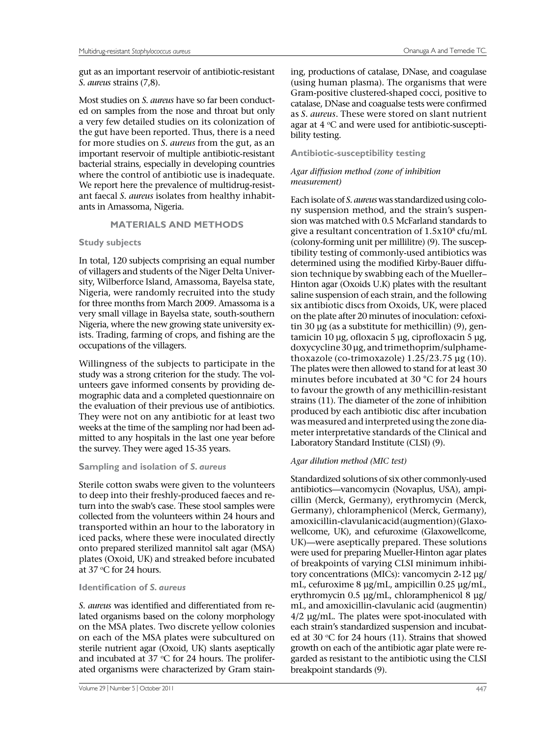gut as an important reservoir of antibiotic-resistant *S. aureus* strains (7,8).

Most studies on *S. aureus* have so far been conducted on samples from the nose and throat but only a very few detailed studies on its colonization of the gut have been reported. Thus, there is a need for more studies on *S. aureus* from the gut, as an important reservoir of multiple antibiotic-resistant bacterial strains, especially in developing countries where the control of antibiotic use is inadequate. We report here the prevalence of multidrug-resistant faecal *S. aureus* isolates from healthy inhabitants in Amassoma, Nigeria.

## MATERIALS AND METHODS

### Study subjects

In total, 120 subjects comprising an equal number of villagers and students of the Niger Delta University, Wilberforce Island, Amassoma, Bayelsa state, Nigeria, were randomly recruited into the study for three months from March 2009. Amassoma is a very small village in Bayelsa state, south-southern Nigeria, where the new growing state university exists. Trading, farming of crops, and fishing are the occupations of the villagers.

Willingness of the subjects to participate in the study was a strong criterion for the study. The volunteers gave informed consents by providing demographic data and a completed questionnaire on the evaluation of their previous use of antibiotics. They were not on any antibiotic for at least two weeks at the time of the sampling nor had been admitted to any hospitals in the last one year before the survey. They were aged 15-35 years.

### Sampling and isolation of *S. aureus*

Sterile cotton swabs were given to the volunteers to deep into their freshly-produced faeces and return into the swab's case. These stool samples were collected from the volunteers within 24 hours and transported within an hour to the laboratory in iced packs, where these were inoculated directly onto prepared sterilized mannitol salt agar (MSA) plates (Oxoid, UK) and streaked before incubated at 37 °C for 24 hours.

### Identification of *S. aureus*

*S. aureus* was identified and differentiated from related organisms based on the colony morphology on the MSA plates. Two discrete yellow colonies on each of the MSA plates were subcultured on sterile nutrient agar (Oxoid, UK) slants aseptically and incubated at 37 °C for 24 hours. The proliferated organisms were characterized by Gram staining, productions of catalase, DNase, and coagulase (using human plasma). The organisms that were Gram-positive clustered-shaped cocci, positive to catalase, DNase and coagulase tests were confirmed as *S. aureus*. These were stored on slant nutrient agar at 4 °C and were used for antibiotic-susceptibility testing.

### Antibiotic-susceptibility testing

#### *Agar diffusion method (zone of inhibition measurement)*

Each isolate of *S. aureus* was standardized using colony suspension method, and the strain's suspension was matched with 0.5 McFarland standards to give a resultant concentration of $1.5 \times 10^8$ cfu/mL (colony-forming unit per millilitre) (9). The susceptibility testing of commonly-used antibiotics was determined using the modified Kirby-Bauer diffusion technique by swabbing each of the Mueller–Hinton agar (Oxoids U.K) plates with the resultant saline suspension of each strain, and the following six antibiotic discs from Oxoids, UK, were placed on the plate after 20 minutes of inoculation: cefoxitin 30 µg (as a substitute for methicillin) (9), gentamicin 10 µg, ofloxacin 5 µg, ciprofloxacin 5 µg, doxycycline 30 µg, and trimethoprim/sulphamethoxazole (co-trimoxazole) 1.25/23.75 µg (10). The plates were then allowed to stand for at least 30 minutes before incubated at 30 °C for 24 hours to favour the growth of any methicillin-resistant strains (11). The diameter of the zone of inhibition produced by each antibiotic disc after incubation was measured and interpreted using the zone diameter interpretative standards of the Clinical and Laboratory Standard Institute (CLSI) (9).

#### *Agar dilution method (MIC test)*

Standardized solutions of six other commonly-used antibiotics—vancomycin (Novaplus, USA), ampicillin (Merck, Germany), erythromycin (Merck, Germany), chloramphenicol (Merck, Germany), amoxicillin-clavulanic acid (augmention) (Glaxowellcome, UK), and cefuroxime (Glaxowellcome, UK)—were aseptically prepared. These solutions were used for preparing Mueller-Hinton agar plates of breakpoints of varying CLSI minimum inhibitory concentrations (MICs): vancomycin 2-12 µg/mL, cefuroxime 8 µg/mL, ampicillin 0.25 µg/mL, erythromycin 0.5 µg/mL, chloramphenicol 8 µg/mL, and amoxicillin-clavulanic acid (augmentin) 4/2 µg/mL. The plates were spot-inoculated with each strain's standardized suspension and incubated at 30 °C for 24 hours (11). Strains that showed growth on each of the antibiotic agar plate were regarded as resistant to the antibiotic using the CLSI breakpoint standards (9).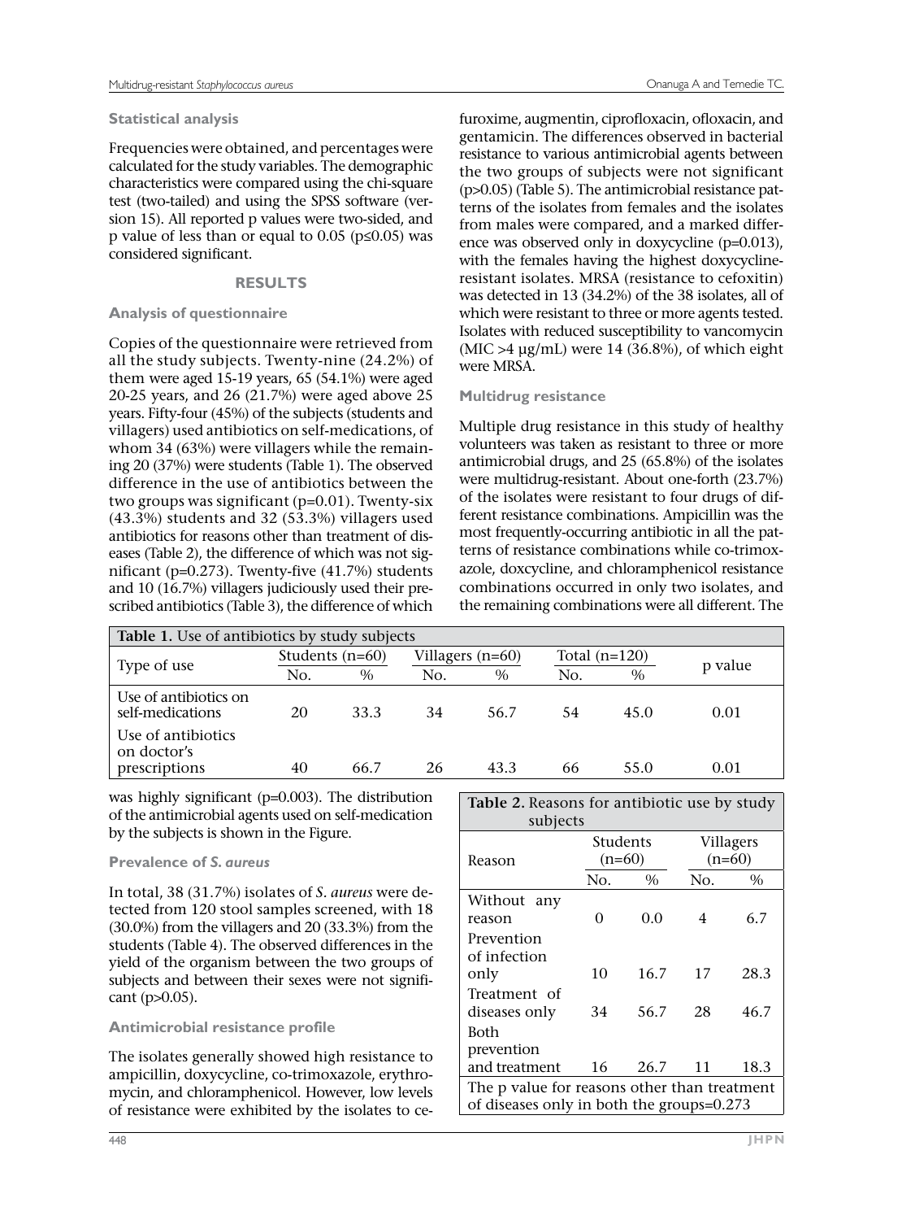### Statistical analysis

Frequencies were obtained, and percentages were calculated for the study variables. The demographic characteristics were compared using the chi-square test (two-tailed) and using the SPSS software (version 15). All reported p values were two-sided, and p value of less than or equal to 0.05 ($p \leq 0.05$) was considered significant.

## RESULTS

### Analysis of questionnaire

Copies of the questionnaire were retrieved from all the study subjects. Twenty-nine (24.2%) of them were aged 15-19 years, 65 (54.1%) were aged 20-25 years, and 26 (21.7%) were aged above 25 years. Fifty-four (45%) of the subjects (students and villagers) used antibiotics on self-medications, of whom 34 (63%) were villagers while the remaining 20 (37%) were students (Table 1). The observed difference in the use of antibiotics between the two groups was significant (p=0.01). Twenty-six (43.3%) students and 32 (53.3%) villagers used antibiotics for reasons other than treatment of diseases (Table 2), the difference of which was not significant (p=0.273). Twenty-five (41.7%) students and 10 (16.7%) villagers judiciously used their prescribed antibiotics (Table 3), the difference of which was highly significant (p=0.003). The distribution of the antimicrobial agents used on self-medication by the subjects is shown in the Figure.

**Table 1.** Use of antibiotics by study subjects

| Type of use | Students (n=60) | | Villagers (n=60) | | Total (n=120) | | p value |
|---|---|---|---|---|---|---|---|
| | No. | % | No. | % | No. | % | |
| Use of antibiotics on self-medications | 20 | 33.3 | 34 | 56.7 | 54 | 45.0 | 0.01 |
| Use of antibiotics on doctor's prescriptions | 40 | 66.7 | 26 | 43.3 | 66 | 55.0 | 0.01 |

### Prevalence of *S. aureus*

In total, 38 (31.7%) isolates of *S. aureus* were detected from 120 stool samples screened, with 18 (30.0%) from the villagers and 20 (33.3%) from the students (Table 4). The observed differences in the yield of the organism between the two groups of subjects and between their sexes were not significant ($p>0.05$).

### Antimicrobial resistance profile

The isolates generally showed high resistance to ampicillin, doxycycline, co-trimoxazole, erythromycin, and chloramphenicol. However, low levels of resistance were exhibited by the isolates to cefuroxime, augmentin, ciprofloxacin, ofloxacin, and gentamicin. The differences observed in bacterial resistance to various antimicrobial agents between the two groups of subjects were not significant ($p>0.05$) (Table 5). The antimicrobial resistance patterns of the isolates from females and the isolates from males were compared, and a marked difference was observed only in doxycycline (p=0.013), with the females having the highest doxycycline-resistant isolates. MRSA (resistance to cefoxitin) was detected in 13 (34.2%) of the 38 isolates, all of which were resistant to three or more agents tested. Isolates with reduced susceptibility to vancomycin (MIC >4 μg/mL) were 14 (36.8%), of which eight were MRSA.

**Table 2.** Reasons for antibiotic use by study subjects

| Reason | Students (n=60) | | Villagers (n=60) | |
|---|---|---|---|---|
| | No. | % | No. | % |
| Without any reason | 0 | 0.0 | 4 | 6.7 |
| Prevention of infection only | 10 | 16.7 | 17 | 28.3 |
| Treatment of diseases only | 34 | 56.7 | 28 | 46.7 |
| Both prevention and treatment | 16 | 26.7 | 11 | 18.3 |

The p value for reasons other than treatment of diseases only in both the groups=0.273

### Multidrug resistance

Multiple drug resistance in this study of healthy volunteers was taken as resistant to three or more antimicrobial drugs, and 25 (65.8%) of the isolates were multidrug-resistant. About one-forth (23.7%) of the isolates were resistant to four drugs of different resistance combinations. Ampicillin was the most frequently-occurring antibiotic in all the patterns of resistance combinations while co-trimoxazole, doxcycline, and chloramphenicol resistance combinations occurred in only two isolates, and the remaining combinations were all different. The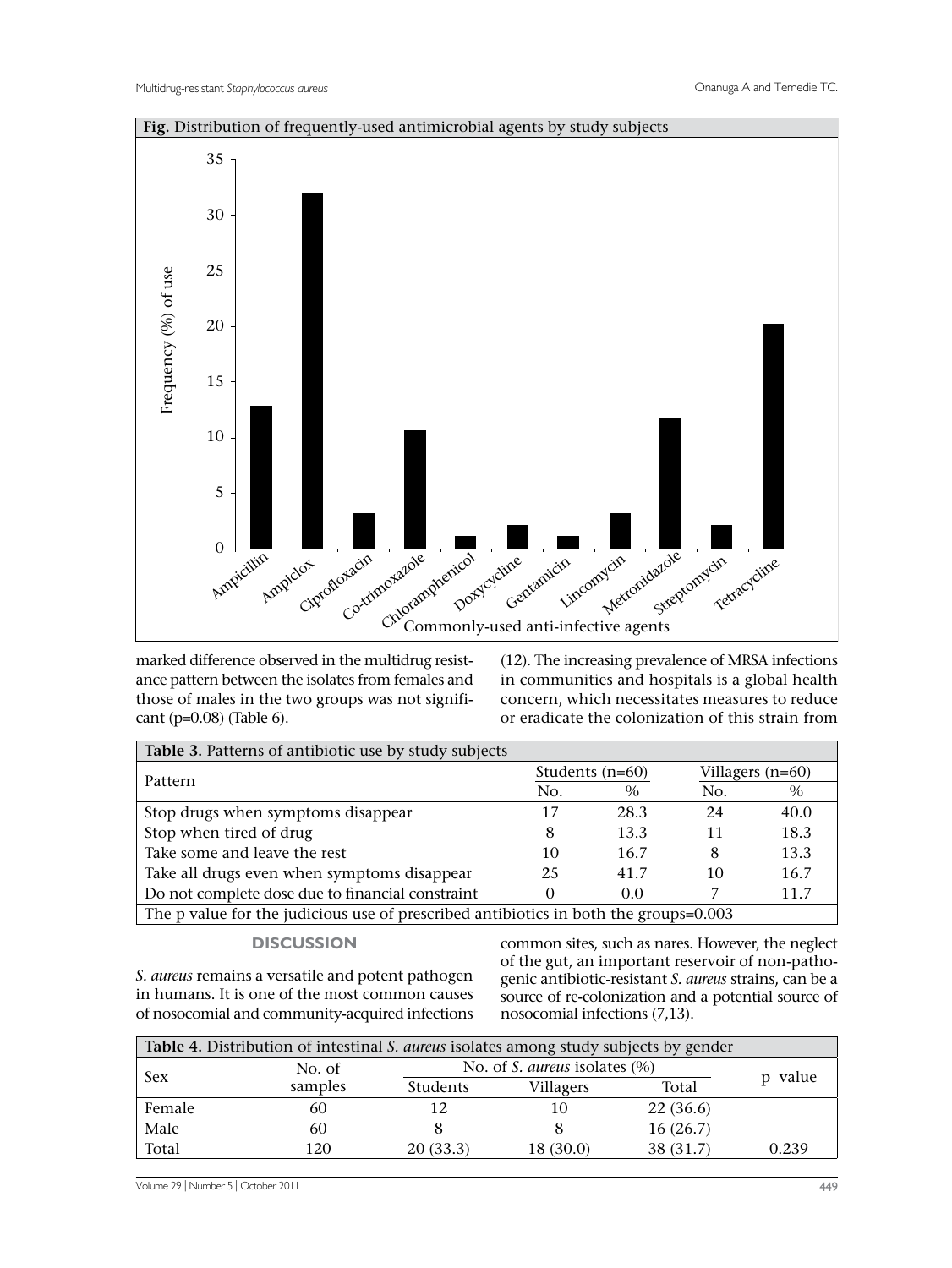**Fig.** Distribution of frequently-used antimicrobial agents by study subjects

marked difference observed in the multidrug resistance pattern between the isolates from females and those of males in the two groups was not significant (p=0.08) (Table 6).

(12). The increasing prevalence of MRSA infections in communities and hospitals is a global health concern, which necessitates measures to reduce or eradicate the colonization of this strain from common sites, such as nares. However, the neglect of the gut, an important reservoir of non-pathogenic antibiotic-resistant *S. aureus* strains, can be a source of re-colonization and a potential source of nosocomial infections (7,13).

**Table 3.** Patterns of antibiotic use by study subjects

| Pattern | Students (n=60) | | Villagers (n=60) | |
|---|---|---|---|---|
| | No. | % | No. | % |
| Stop drugs when symptoms disappear | 17 | 28.3 | 24 | 40.0 |
| Stop when tired of drug | 8 | 13.3 | 11 | 18.3 |
| Take some and leave the rest | 10 | 16.7 | 8 | 13.3 |
| Take all drugs even when symptoms disappear | 25 | 41.7 | 10 | 16.7 |
| Do not complete dose due to financial constraint | 0 | 0.0 | 7 | 11.7 |
| The p value for the judicious use of prescribed antibiotics in both the groups=0.003 | | | | |

## DISCUSSION

*S. aureus* remains a versatile and potent pathogen in humans. It is one of the most common causes of nosocomial and community-acquired infections

**Table 4.** Distribution of intestinal *S. aureus* isolates among study subjects by gender

| Sex | No. of samples | No. of *S. aureus* isolates (%) | | | p value |
|---|---|---|---|---|---|
| | | Students | Villagers | Total | |
| Female | 60 | 12 | 10 | 22 (36.6) | |
| Male | 60 | 8 | 8 | 16 (26.7) | |
| Total | 120 | 20 (33.3) | 18 (30.0) | 38 (31.7) | 0.239 |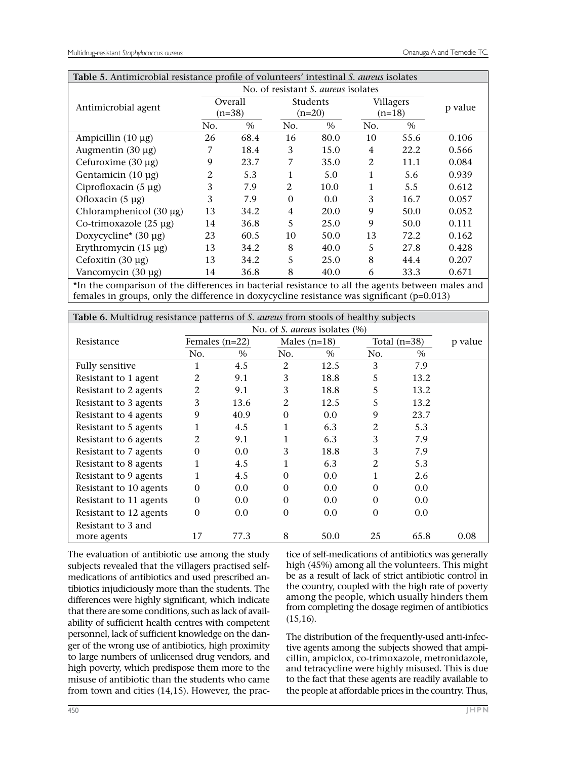**Table 5.** Antimicrobial resistance profile of volunteers' intestinal *S. aureus* isolates

| Antimicrobial agent | No. of resistant *S. aureus* isolates | | | | | | p value |
|---|---|---|---|---|---|---|---|
| | Overall (n=38) | | Students (n=20) | | Villagers (n=18) | | |
| | No. | % | No. | % | No. | % | |
| Ampicillin (10 µg) | 26 | 68.4 | 16 | 80.0 | 10 | 55.6 | 0.106 |
| Augmentin (30 µg) | 7 | 18.4 | 3 | 15.0 | 4 | 22.2 | 0.566 |
| Cefuroxime (30 µg) | 9 | 23.7 | 7 | 35.0 | 2 | 11.1 | 0.084 |
| Gentamicin (10 µg) | 2 | 5.3 | 1 | 5.0 | 1 | 5.6 | 0.939 |
| Ciprofloxacin (5 µg) | 3 | 7.9 | 2 | 10.0 | 1 | 5.5 | 0.612 |
| Ofloxacin (5 µg) | 3 | 7.9 | 0 | 0.0 | 3 | 16.7 | 0.057 |
| Chloramphenicol (30 µg) | 13 | 34.2 | 4 | 20.0 | 9 | 50.0 | 0.052 |
| Co-trimoxazole (25 µg) | 14 | 36.8 | 5 | 25.0 | 9 | 50.0 | 0.111 |
| Doxycycline* (30 µg) | 23 | 60.5 | 10 | 50.0 | 13 | 72.2 | 0.162 |
| Erythromycin (15 µg) | 13 | 34.2 | 8 | 40.0 | 5 | 27.8 | 0.428 |
| Cefoxitin (30 µg) | 13 | 34.2 | 5 | 25.0 | 8 | 44.4 | 0.207 |
| Vancomycin (30 µg) | 14 | 36.8 | 8 | 40.0 | 6 | 33.3 | 0.671 |

*In the comparison of the differences in bacterial resistance to all the agents between males and females in groups, only the difference in doxycycline resistance was significant (p=0.013)

**Table 6.** Multidrug resistance patterns of *S. aureus* from stools of healthy subjects

| Resistance | No. of *S. aureus* isolates (%) | | | | | | p value |
|---|---|---|---|---|---|---|---|
| | Females (n=22) | | Males (n=18) | | Total (n=38) | | |
| | No. | % | No. | % | No. | % | |
| Fully sensitive | 1 | 4.5 | 2 | 12.5 | 3 | 7.9 | |
| Resistant to 1 agent | 2 | 9.1 | 3 | 18.8 | 5 | 13.2 | |
| Resistant to 2 agents | 2 | 9.1 | 3 | 18.8 | 5 | 13.2 | |
| Resistant to 3 agents | 3 | 13.6 | 2 | 12.5 | 5 | 13.2 | |
| Resistant to 4 agents | 9 | 40.9 | 0 | 0.0 | 9 | 23.7 | |
| Resistant to 5 agents | 1 | 4.5 | 1 | 6.3 | 2 | 5.3 | |
| Resistant to 6 agents | 2 | 9.1 | 1 | 6.3 | 3 | 7.9 | |
| Resistant to 7 agents | 0 | 0.0 | 3 | 18.8 | 3 | 7.9 | |
| Resistant to 8 agents | 1 | 4.5 | 1 | 6.3 | 2 | 5.3 | |
| Resistant to 9 agents | 1 | 4.5 | 0 | 0.0 | 1 | 2.6 | |
| Resistant to 10 agents | 0 | 0.0 | 0 | 0.0 | 0 | 0.0 | |
| Resistant to 11 agents | 0 | 0.0 | 0 | 0.0 | 0 | 0.0 | |
| Resistant to 12 agents | 0 | 0.0 | 0 | 0.0 | 0 | 0.0 | |
| Resistant to 3 and more agents | 17 | 77.3 | 8 | 50.0 | 25 | 65.8 | 0.08 |

The evaluation of antibiotic use among the study subjects revealed that the villagers practised self-medications of antibiotics and used prescribed antibiotics injudiciously more than the students. The differences were highly significant, which indicate that there are some conditions, such as lack of availability of sufficient health centres with competent personnel, lack of sufficient knowledge on the danger of the wrong use of antibiotics, high proximity to large numbers of unlicensed drug vendors, and high poverty, which predispose them more to the misuse of antibiotic than the students who came from town and cities (14,15). However, the practice of self-medications of antibiotics was generally high (45%) among all the volunteers. This might be as a result of lack of strict antibiotic control in the country, coupled with the high rate of poverty among the people, which usually hinders them from completing the dosage regimen of antibiotics (15,16).

The distribution of the frequently-used anti-infective agents among the subjects showed that ampicillin, ampiclox, co-trimoxazole, metronidazole, and tetracycline were highly misused. This is due to the fact that these agents are readily available to the people at affordable prices in the country. Thus,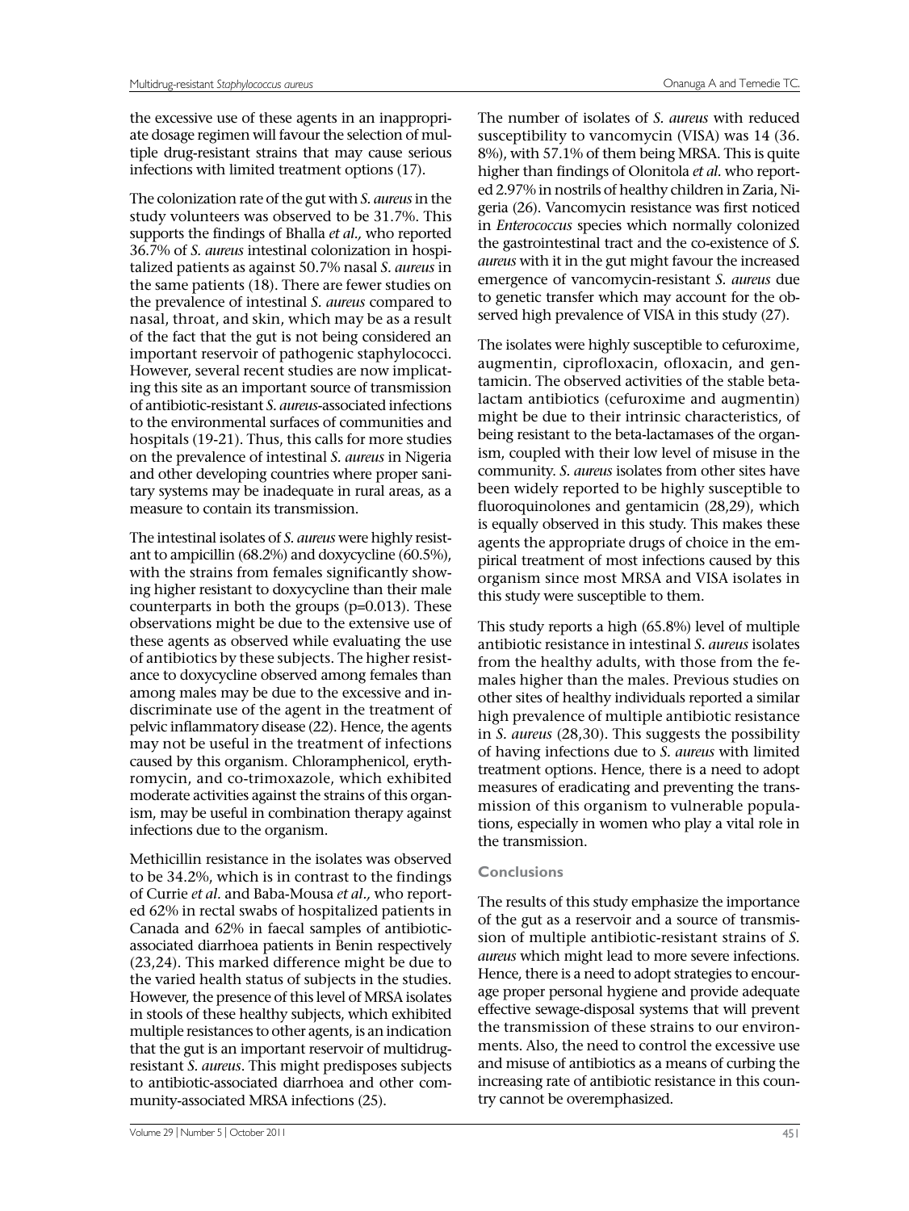the excessive use of these agents in an inappropriate dosage regimen will favour the selection of multiple drug-resistant strains that may cause serious infections with limited treatment options (17).

The colonization rate of the gut with *S. aureus* in the study volunteers was observed to be 31.7%. This supports the findings of Bhalla *et al.,* who reported 36.7% of *S. aureus* intestinal colonization in hospitalized patients as against 50.7% nasal *S. aureus* in the same patients (18). There are fewer studies on the prevalence of intestinal *S. aureus* compared to nasal, throat, and skin, which may be as a result of the fact that the gut is not being considered an important reservoir of pathogenic staphylococci. However, several recent studies are now implicating this site as an important source of transmission of antibiotic-resistant *S. aureus*-associated infections to the environmental surfaces of communities and hospitals (19-21). Thus, this calls for more studies on the prevalence of intestinal *S. aureus* in Nigeria and other developing countries where proper sanitary systems may be inadequate in rural areas, as a measure to contain its transmission.

The intestinal isolates of *S. aureus* were highly resistant to ampicillin (68.2%) and doxycycline (60.5%), with the strains from females significantly showing higher resistant to doxycycline than their male counterparts in both the groups ($p=0.013$). These observations might be due to the extensive use of these agents as observed while evaluating the use of antibiotics by these subjects. The higher resistance to doxycycline observed among females than among males may be due to the excessive and indiscriminate use of the agent in the treatment of pelvic inflammatory disease (22). Hence, the agents may not be useful in the treatment of infections caused by this organism. Chloramphenicol, erythromycin, and co-trimoxazole, which exhibited moderate activities against the strains of this organism, may be useful in combination therapy against infections due to the organism.

Methicillin resistance in the isolates was observed to be 34.2%, which is in contrast to the findings of Currie *et al.* and Baba-Mousa *et al.,* who reported 62% in rectal swabs of hospitalized patients in Canada and 62% in faecal samples of antibiotic-associated diarrhoea patients in Benin respectively (23,24). This marked difference might be due to the varied health status of subjects in the studies. However, the presence of this level of MRSA isolates in stools of these healthy subjects, which exhibited multiple resistances to other agents, is an indication that the gut is an important reservoir of multidrug-resistant *S. aureus*. This might predisposes subjects to antibiotic-associated diarrhoea and other community-associated MRSA infections (25).

The number of isolates of *S. aureus* with reduced susceptibility to vancomycin (VISA) was 14 (36.8%), with 57.1% of them being MRSA. This is quite higher than findings of Olonitola *et al.* who reported 2.97% in nostrils of healthy children in Zaria, Nigeria (26). Vancomycin resistance was first noticed in *Enterococcus* species which normally colonized the gastrointestinal tract and the co-existence of *S. aureus* with it in the gut might favour the increased emergence of vancomycin-resistant *S. aureus* due to genetic transfer which may account for the observed high prevalence of VISA in this study (27).

The isolates were highly susceptible to cefuroxime, augmentin, ciprofloxacin, ofloxacin, and gentamicin. The observed activities of the stable beta-lactam antibiotics (cefuroxime and augmentin) might be due to their intrinsic characteristics, of being resistant to the beta-lactamases of the organism, coupled with their low level of misuse in the community. *S. aureus* isolates from other sites have been widely reported to be highly susceptible to fluoroquinolones and gentamicin (28,29), which is equally observed in this study. This makes these agents the appropriate drugs of choice in the empirical treatment of most infections caused by this organism since most MRSA and VISA isolates in this study were susceptible to them.

This study reports a high (65.8%) level of multiple antibiotic resistance in intestinal *S. aureus* isolates from the healthy adults, with those from the females higher than the males. Previous studies on other sites of healthy individuals reported a similar high prevalence of multiple antibiotic resistance in *S. aureus* (28,30). This suggests the possibility of having infections due to *S. aureus* with limited treatment options. Hence, there is a need to adopt measures of eradicating and preventing the transmission of this organism to vulnerable populations, especially in women who play a vital role in the transmission.

## Conclusions

The results of this study emphasize the importance of the gut as a reservoir and a source of transmission of multiple antibiotic-resistant strains of *S. aureus* which might lead to more severe infections. Hence, there is a need to adopt strategies to encourage proper personal hygiene and provide adequate effective sewage-disposal systems that will prevent the transmission of these strains to our environments. Also, the need to control the excessive use and misuse of antibiotics as a means of curbing the increasing rate of antibiotic resistance in this country cannot be overemphasized.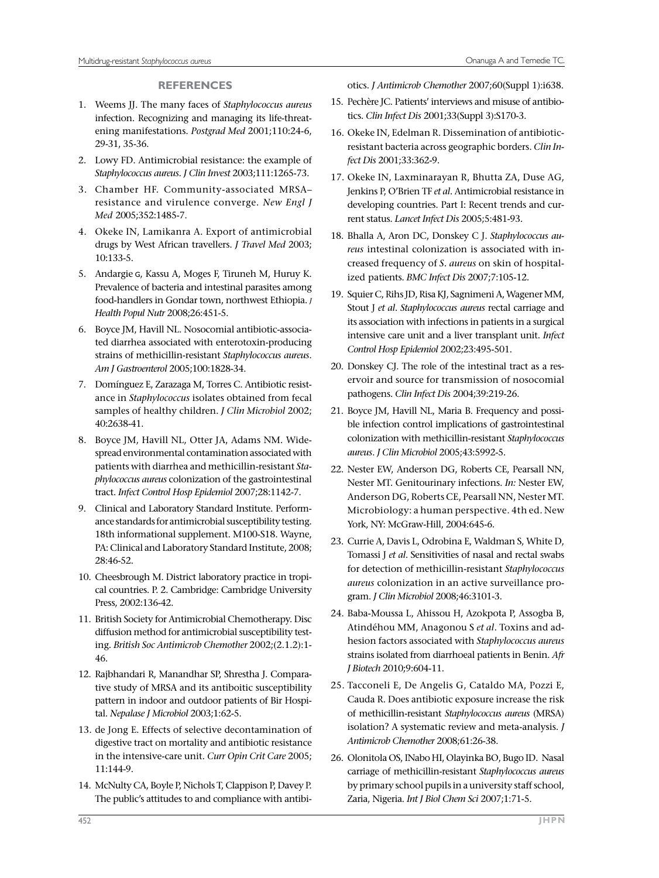## REFERENCES

1. Weems JJ. The many faces of *Staphylococcus aureus* infection. Recognizing and managing its life-threatening manifestations. *Postgrad Med* 2001;110:24-6, 29-31, 35-36.
2. Lowy FD. Antimicrobial resistance: the example of *Staphylococcus aureus*. *J Clin Invest* 2003;111:1265-73.
3. Chamber HF. Community-associated MRSA–resistance and virulence converge. *New Engl J Med* 2005;352:1485-7.
4. Okeke IN, Lamikanra A. Export of antimicrobial drugs by West African travellers. *J Travel Med* 2003; 10:133-5.
5. Andargie G, Kassu A, Moges F, Tiruneh M, Huruy K. Prevalence of bacteria and intestinal parasites among food-handlers in Gondar town, northwest Ethiopia. *J Health Popul Nutr* 2008;26:451-5.
6. Boyce JM, Havill NL. Nosocomial antibiotic-associated diarrhea associated with enterotoxin-producing strains of methicillin-resistant *Staphylococcus aureus*. *Am J Gastroenterol* 2005;100:1828-34.
7. Domínguez E, Zarazaga M, Torres C. Antibiotic resistance in *Staphylococcus* isolates obtained from fecal samples of healthy children. *J Clin Microbiol* 2002; 40:2638-41.
8. Boyce JM, Havill NL, Otter JA, Adams NM. Widespread environmental contamination associated with patients with diarrhea and methicillin-resistant *Staphylococcus aureus* colonization of the gastrointestinal tract. *Infect Control Hosp Epidemiol* 2007;28:1142-7.
9. Clinical and Laboratory Standard Institute. Performance standards for antimicrobial susceptibility testing. 18th informational supplement. M100-S18. Wayne, PA: Clinical and Laboratory Standard Institute, 2008; 28:46-52.
10. Cheesbrough M. District laboratory practice in tropical countries. P. 2. Cambridge: Cambridge University Press, 2002:136-42.
11. British Society for Antimicrobial Chemotherapy. Disc diffusion method for antimicrobial susceptibility testing. *British Soc Antimicrob Chemother* 2002;(2.1.2):1-46.
12. Rajbhandari R, Manandhar SP, Shrestha J. Comparative study of MRSA and its antiboitic susceptibility pattern in indoor and outdoor patients of Bir Hospital. *Nepalase J Microbiol* 2003;1:62-5.
13. de Jong E. Effects of selective decontamination of digestive tract on mortality and antibiotic resistance in the intensive-care unit. *Curr Opin Crit Care* 2005; 11:144-9.
14. McNulty CA, Boyle P, Nichols T, Clappison P, Davey P. The public's attitudes to and compliance with antibiotics. *J Antimicrob Chemother* 2007;60(Suppl 1):i638.
15. Pechère JC. Patients' interviews and misuse of antibiotics. *Clin Infect Dis* 2001;33(Suppl 3):S170-3.
16. Okeke IN, Edelman R. Dissemination of antibiotic-resistant bacteria across geographic borders. *Clin Infect Dis* 2001;33:362-9.
17. Okeke IN, Laxminarayan R, Bhutta ZA, Duse AG, Jenkins P, O'Brien TF *et al*. Antimicrobial resistance in developing countries. Part I: Recent trends and current status. *Lancet Infect Dis* 2005;5:481-93.
18. Bhalla A, Aron DC, Donskey C J. *Staphylococcus aureus* intestinal colonization is associated with increased frequency of *S. aureus* on skin of hospitalized patients. *BMC Infect Dis* 2007;7:105-12.
19. Squier C, Rihs JD, Risa KJ, Sagnimeni A, Wagener MM, Stout J *et al*. *Staphylococcus aureus* rectal carriage and its association with infections in patients in a surgical intensive care unit and a liver transplant unit. *Infect Control Hosp Epidemiol* 2002;23:495-501.
20. Donskey CJ. The role of the intestinal tract as a reservoir and source for transmission of nosocomial pathogens. *Clin Infect Dis* 2004;39:219-26.
21. Boyce JM, Havill NL, Maria B. Frequency and possible infection control implications of gastrointestinal colonization with methicillin-resistant *Staphylococcus aureus*. *J Clin Microbiol* 2005;43:5992-5.
22. Nester EW, Anderson DG, Roberts CE, Pearsall NN, Nester MT. Genitourinary infections. *In:* Nester EW, Anderson DG, Roberts CE, Pearsall NN, Nester MT. Microbiology: a human perspective. 4th ed. New York, NY: McGraw-Hill, 2004:645-6.
23. Currie A, Davis L, Odrobina E, Waldman S, White D, Tomassi J *et al*. Sensitivities of nasal and rectal swabs for detection of methicillin-resistant *Staphylococcus aureus* colonization in an active surveillance program. *J Clin Microbiol* 2008;46:3101-3.
24. Baba-Moussa L, Ahissou H, Azokpota P, Assogba B, Atindéhou MM, Anagonou S *et al*. Toxins and adhesion factors associated with *Staphylococcus aureus* strains isolated from diarrhoeal patients in Benin. *Afr J Biotech* 2010;9:604-11.
25. Tacconeli E, De Angelis G, Cataldo MA, Pozzi E, Cauda R. Does antibiotic exposure increase the risk of methicillin-resistant *Staphylococcus aureus* (MRSA) isolation? A systematic review and meta-analysis. *J Antimicrob Chemother* 2008;61:26-38.
26. Olonitola OS, INabo HI, Olayinka BO, Bugo ID. Nasal carriage of methicillin-resistant *Staphylococcus aureus* by primary school pupils in a university staff school, Zaria, Nigeria. *Int J Biol Chem Sci* 2007;1:71-5.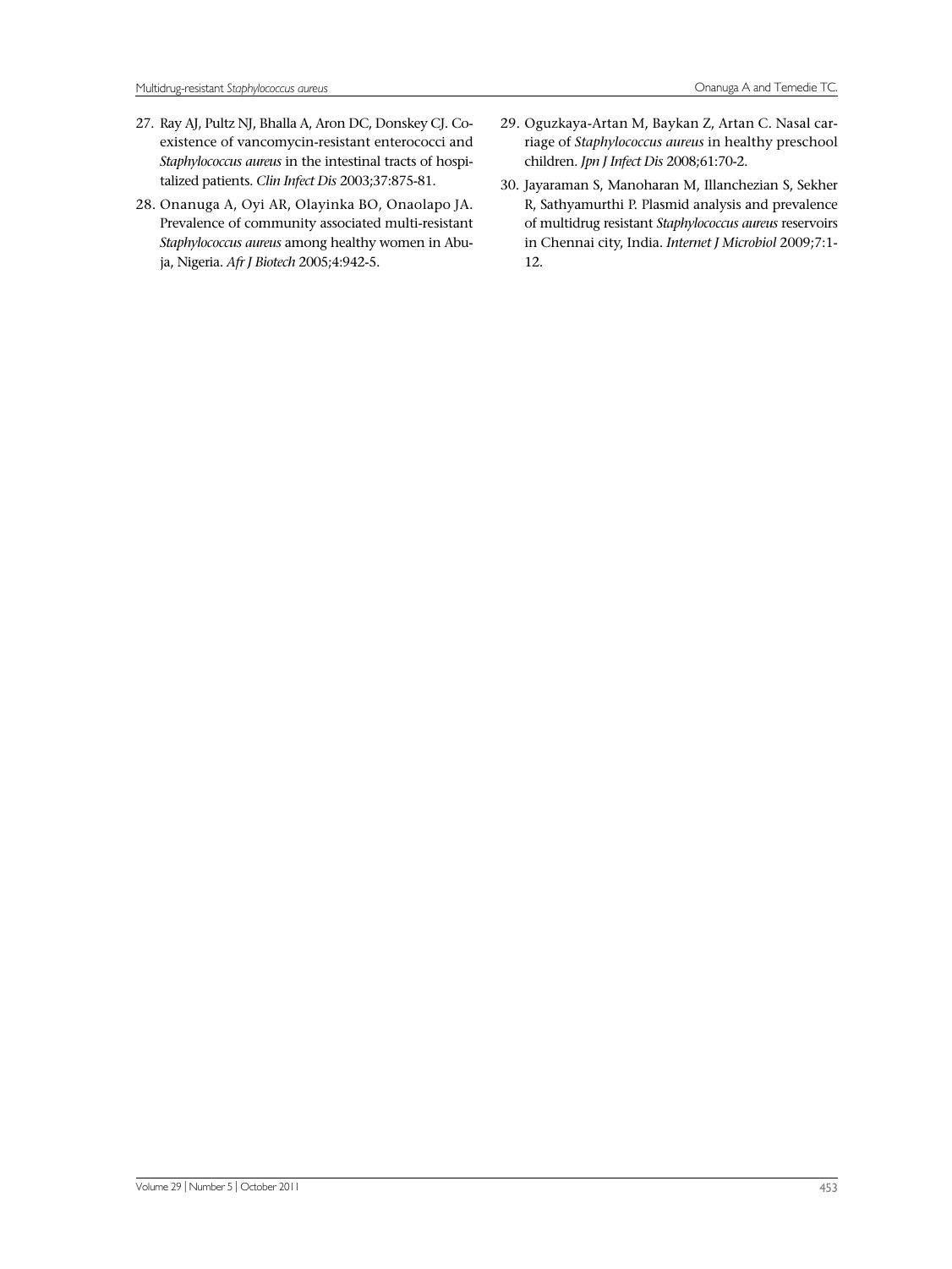27. Ray AJ, Pultz NJ, Bhalla A, Aron DC, Donskey CJ. Coexistence of vancomycin-resistant enterococci and *Staphylococcus aureus* in the intestinal tracts of hospitalized patients. *Clin Infect Dis* 2003;37:875-81.

28. Onanuga A, Oyi AR, Olayinka BO, Onaolapo JA. Prevalence of community associated multi-resistant *Staphylococcus aureus* among healthy women in Abuja, Nigeria. *Afr J Biotech* 2005;4:942-5.

29. Oguzkaya-Artan M, Baykan Z, Artan C. Nasal carriage of *Staphylococcus aureus* in healthy preschool children. *Jpn J Infect Dis* 2008;61:70-2.

30. Jayaraman S, Manoharan M, Illanchezian S, Sekher R, Sathyamurthi P. Plasmid analysis and prevalence of multidrug resistant *Staphylococcus aureus* reservoirs in Chennai city, India. *Internet J Microbiol* 2009;7:1-12.